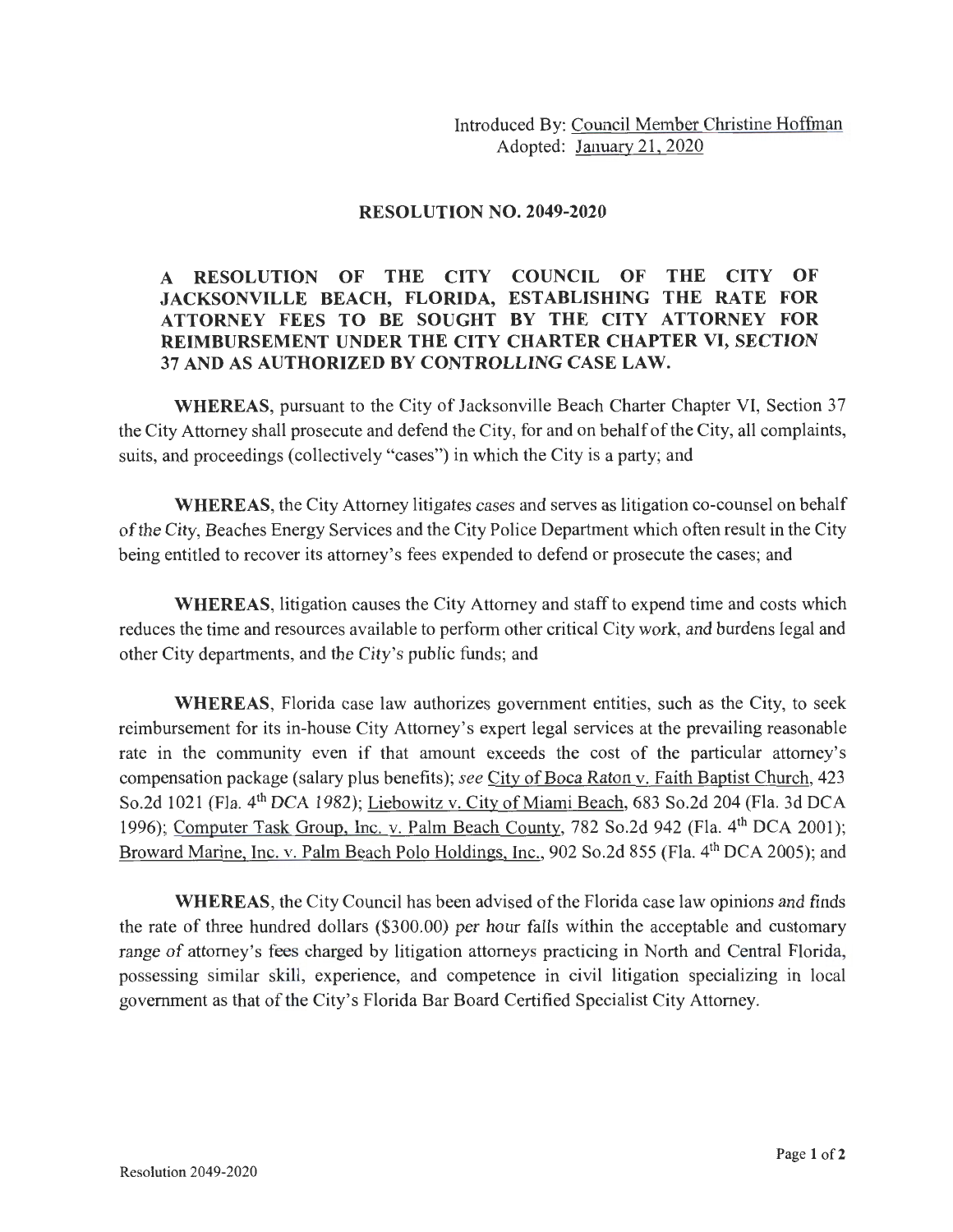Introduced By: Council Member Christine Hoffman
Adopted: January 21, 2020

## RESOLUTION NO. 2049-2020

**A RESOLUTION OF THE CITY COUNCIL OF THE CITY OF JACKSONVILLE BEACH, FLORIDA, ESTABLISHING THE RATE FOR ATTORNEY FEES TO BE SOUGHT BY THE CITY ATTORNEY FOR REIMBURSEMENT UNDER THE CITY CHARTER CHAPTER VI, SECTION 37 AND AS AUTHORIZED BY CONTROLLING CASE LAW.**

**WHEREAS**, pursuant to the City of Jacksonville Beach Charter Chapter VI, Section 37 the City Attorney shall prosecute and defend the City, for and on behalf of the City, all complaints, suits, and proceedings (collectively "cases") in which the City is a party; and

**WHEREAS**, the City Attorney litigates cases and serves as litigation co-counsel on behalf of the City, Beaches Energy Services and the City Police Department which often result in the City being entitled to recover its attorney's fees expended to defend or prosecute the cases; and

**WHEREAS**, litigation causes the City Attorney and staff to expend time and costs which reduces the time and resources available to perform other critical City work, and burdens legal and other City departments, and the City's public funds; and

**WHEREAS**, Florida case law authorizes government entities, such as the City, to seek reimbursement for its in-house City Attorney's expert legal services at the prevailing reasonable rate in the community even if that amount exceeds the cost of the particular attorney's compensation package (salary plus benefits); *see* City of Boca Raton v. Faith Baptist Church, 423 So.2d 1021 (Fla. 4th DCA 1982); Liebowitz v. City of Miami Beach, 683 So.2d 204 (Fla. 3d DCA 1996); Computer Task Group, Inc. v. Palm Beach County, 782 So.2d 942 (Fla. 4th DCA 2001); Broward Marine, Inc. v. Palm Beach Polo Holdings, Inc., 902 So.2d 855 (Fla. 4th DCA 2005); and

**WHEREAS**, the City Council has been advised of the Florida case law opinions and finds the rate of three hundred dollars ($300.00) per hour falls within the acceptable and customary range of attorney's fees charged by litigation attorneys practicing in North and Central Florida, possessing similar skill, experience, and competence in civil litigation specializing in local government as that of the City's Florida Bar Board Certified Specialist City Attorney.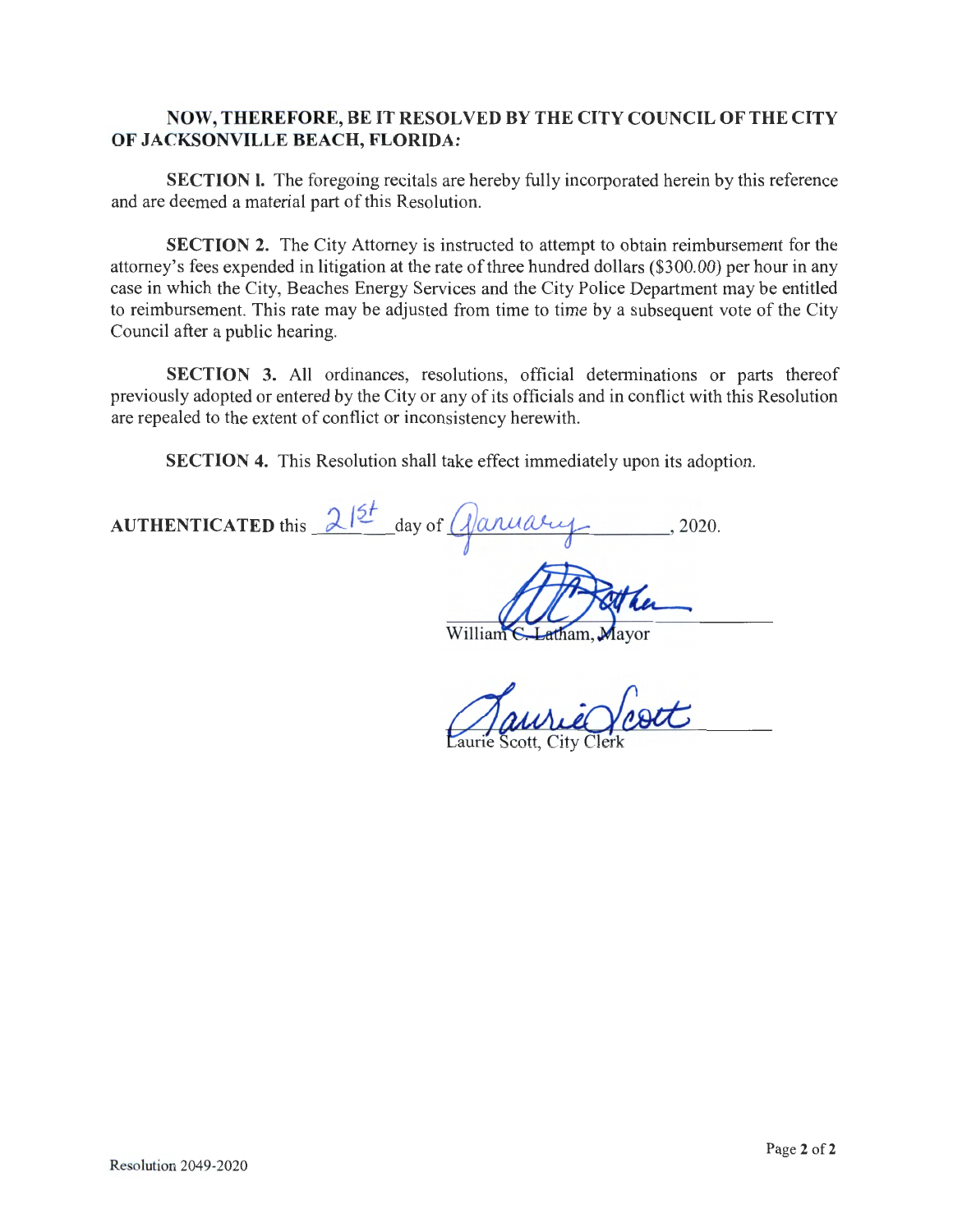**NOW, THEREFORE, BE IT RESOLVED BY THE CITY COUNCIL OF THE CITY OF JACKSONVILLE BEACH, FLORIDA:**

**SECTION l.** The foregoing recitals are hereby fully incorporated herein by this reference and are deemed a material part of this Resolution.

**SECTION 2.** The City Attorney is instructed to attempt to obtain reimbursement for the attorney's fees expended in litigation at the rate of three hundred dollars ($300.00) per hour in any case in which the City, Beaches Energy Services and the City Police Department may be entitled to reimbursement. This rate may be adjusted from time to time by a subsequent vote of the City Council after a public hearing.

**SECTION 3.** All ordinances, resolutions, official determinations or parts thereof previously adopted or entered by the City or any of its officials and in conflict with this Resolution are repealed to the extent of conflict or inconsistency herewith.

**SECTION 4.** This Resolution shall take effect immediately upon its adoption.

**AUTHENTICATED** this 21st day of January, 2020.

William C. Latham, Mayor

Laurie Scott, City Clerk

Resolution 2049-2020